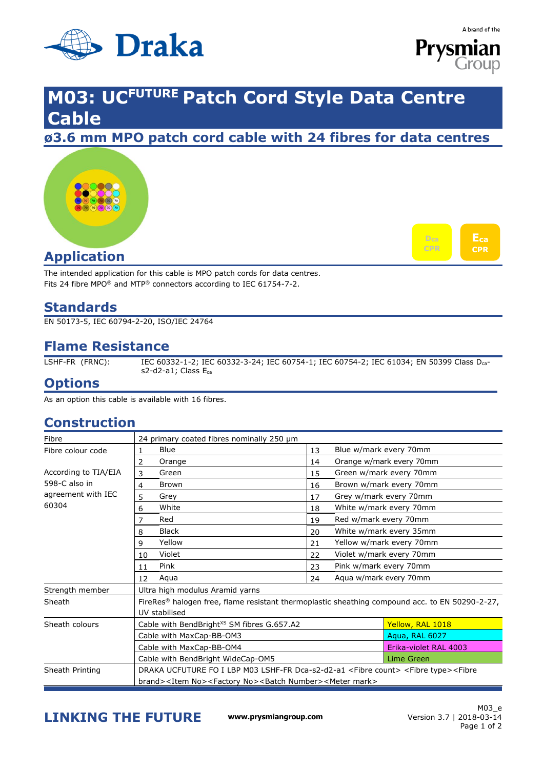# M03: UC$^{FUTURE}$ Patch Cord Style Data Centre Cable

## ø3.6 mm MPO patch cord cable with 24 fibres for data centres

Dca CPR | Eca CPR

## Application

The intended application for this cable is MPO patch cords for data centres.
Fits 24 fibre MPO® and MTP® connectors according to IEC 61754-7-2.

## Standards

EN 50173-5, IEC 60794-2-20, ISO/IEC 24764

## Flame Resistance

LSHF-FR (FRNC): IEC 60332-1-2; IEC 60332-3-24; IEC 60754-1; IEC 60754-2; IEC 61034; EN 50399 Class $D_{ca}$-s2-d2-a1; Class $E_{ca}$

## Options

As an option this cable is available with 16 fibres.

## Construction

| | | | | |
|---|---|---|---|---|
| Fibre | 24 primary coated fibres nominally 250 µm | | | |
| Fibre colour code | 1 | Blue | 13 | Blue w/mark every 70mm |
| | 2 | Orange | 14 | Orange w/mark every 70mm |
| According to TIA/EIA 598-C also in agreement with IEC 60304 | 3 | Green | 15 | Green w/mark every 70mm |
| | 4 | Brown | 16 | Brown w/mark every 70mm |
| | 5 | Grey | 17 | Grey w/mark every 70mm |
| | 6 | White | 18 | White w/mark every 70mm |
| | 7 | Red | 19 | Red w/mark every 70mm |
| | 8 | Black | 20 | White w/mark every 35mm |
| | 9 | Yellow | 21 | Yellow w/mark every 70mm |
| | 10 | Violet | 22 | Violet w/mark every 70mm |
| | 11 | Pink | 23 | Pink w/mark every 70mm |
| | 12 | Aqua | 24 | Aqua w/mark every 70mm |
| Strength member | Ultra high modulus Aramid yarns | | | |
| Sheath | FireRes® halogen free, flame resistant thermoplastic sheathing compound acc. to EN 50290-2-27, UV stabilised | | | |
| Sheath colours | Cable with BendBright$^{XS}$ SM fibres G.657.A2 | | | Yellow, RAL 1018 |
| | Cable with MaxCap-BB-OM3 | | | Aqua, RAL 6027 |
| | Cable with MaxCap-BB-OM4 | | | Erika-violet RAL 4003 |
| | Cable with BendBright WideCap-OM5 | | | Lime Green |
| Sheath Printing | DRAKA UCFUTURE FO I LBP M03 LSHF-FR Dca-s2-d2-a1 <Fibre count> <Fibre type><Fibre brand><Item No><Factory No><Batch Number><Meter mark> | | | |

**LINKING THE FUTURE** www.prysmiangroup.com

M03_e
Version 3.7 | 2018-03-14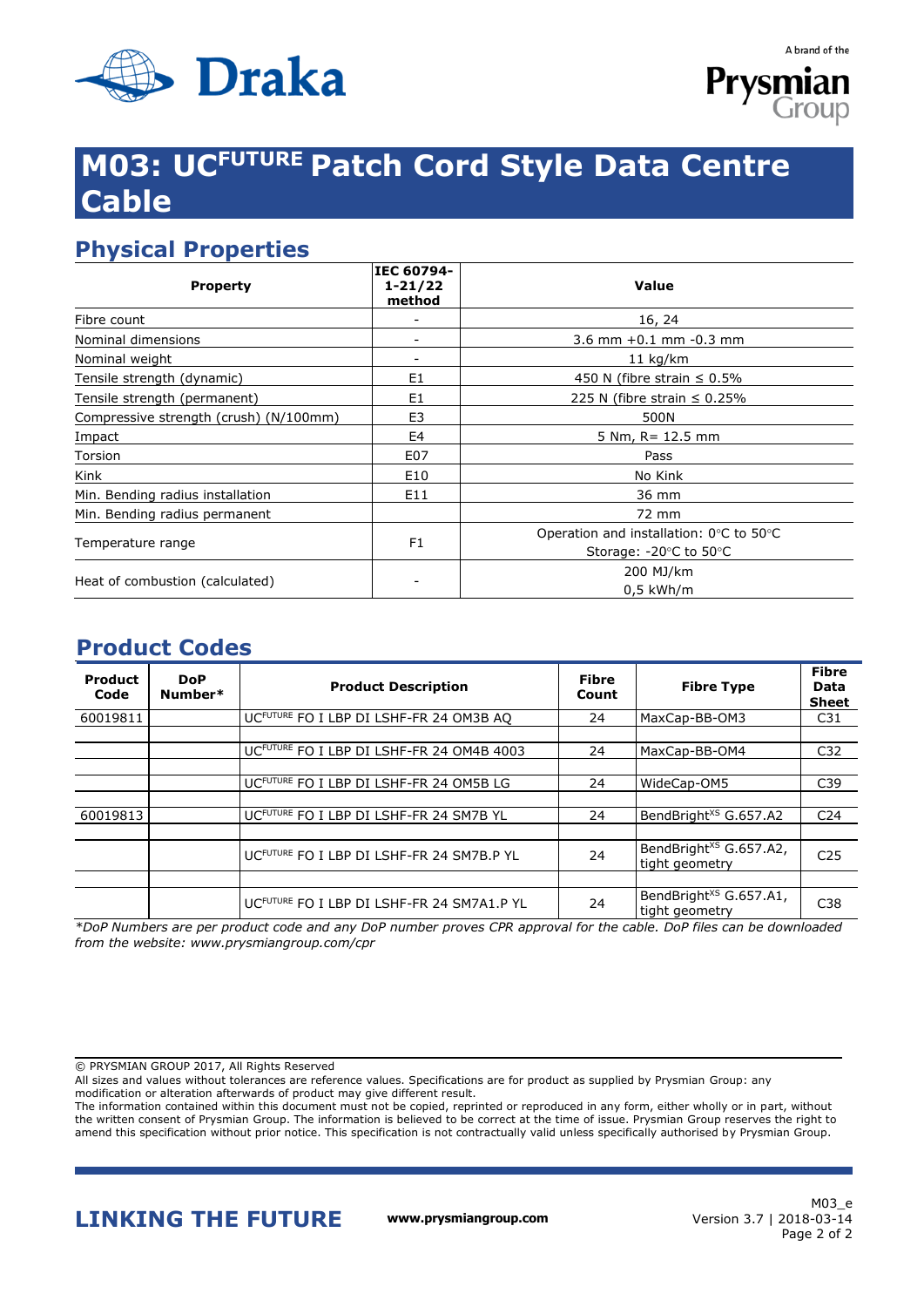# M03: UC$^{FUTURE}$ Patch Cord Style Data Centre Cable

## Physical Properties

| Property | IEC 60794-1-21/22 method | Value |
|---|---|---|
| Fibre count | - | 16, 24 |
| Nominal dimensions | - | 3.6 mm +0.1 mm -0.3 mm |
| Nominal weight | - | 11 kg/km |
| Tensile strength (dynamic) | E1 | 450 N (fibre strain ≤ 0.5% |
| Tensile strength (permanent) | E1 | 225 N (fibre strain ≤ 0.25% |
| Compressive strength (crush) (N/100mm) | E3 | 500N |
| Impact | E4 | 5 Nm, R= 12.5 mm |
| Torsion | E07 | Pass |
| Kink | E10 | No Kink |
| Min. Bending radius installation | E11 | 36 mm |
| Min. Bending radius permanent | | 72 mm |
| Temperature range | F1 | Operation and installation: 0°C to 50°C<br>Storage: -20°C to 50°C |
| Heat of combustion (calculated) | - | 200 MJ/km<br>0,5 kWh/m |

## Product Codes

| Product Code | DoP Number* | Product Description | Fibre Count | Fibre Type | Fibre Data Sheet |
|---|---|---|---|---|---|
| 60019811 | | UC$^{FUTURE}$ FO I LBP DI LSHF-FR 24 OM3B AQ | 24 | MaxCap-BB-OM3 | C31 |
| | | | | | |
| | | UC$^{FUTURE}$ FO I LBP DI LSHF-FR 24 OM4B 4003 | 24 | MaxCap-BB-OM4 | C32 |
| | | | | | |
| | | UC$^{FUTURE}$ FO I LBP DI LSHF-FR 24 OM5B LG | 24 | WideCap-OM5 | C39 |
| | | | | | |
| 60019813 | | UC$^{FUTURE}$ FO I LBP DI LSHF-FR 24 SM7B YL | 24 | BendBright$^{XS}$ G.657.A2 | C24 |
| | | | | | |
| | | UC$^{FUTURE}$ FO I LBP DI LSHF-FR 24 SM7B.P YL | 24 | BendBright$^{XS}$ G.657.A2, tight geometry | C25 |
| | | | | | |
| | | UC$^{FUTURE}$ FO I LBP DI LSHF-FR 24 SM7A1.P YL | 24 | BendBright$^{XS}$ G.657.A1, tight geometry | C38 |

*\*DoP Numbers are per product code and any DoP number proves CPR approval for the cable. DoP files can be downloaded from the website: www.prysmiangroup.com/cpr*

© PRYSMIAN GROUP 2017, All Rights Reserved
All sizes and values without tolerances are reference values. Specifications are for product as supplied by Prysmian Group: any modification or alteration afterwards of product may give different result.
The information contained within this document must not be copied, reprinted or reproduced in any form, either wholly or in part, without the written consent of Prysmian Group. The information is believed to be correct at the time of issue. Prysmian Group reserves the right to amend this specification without prior notice. This specification is not contractually valid unless specifically authorised by Prysmian Group.

**LINKING THE FUTURE** **www.prysmiangroup.com**

M03_e
Version 3.7 | 2018-03-14